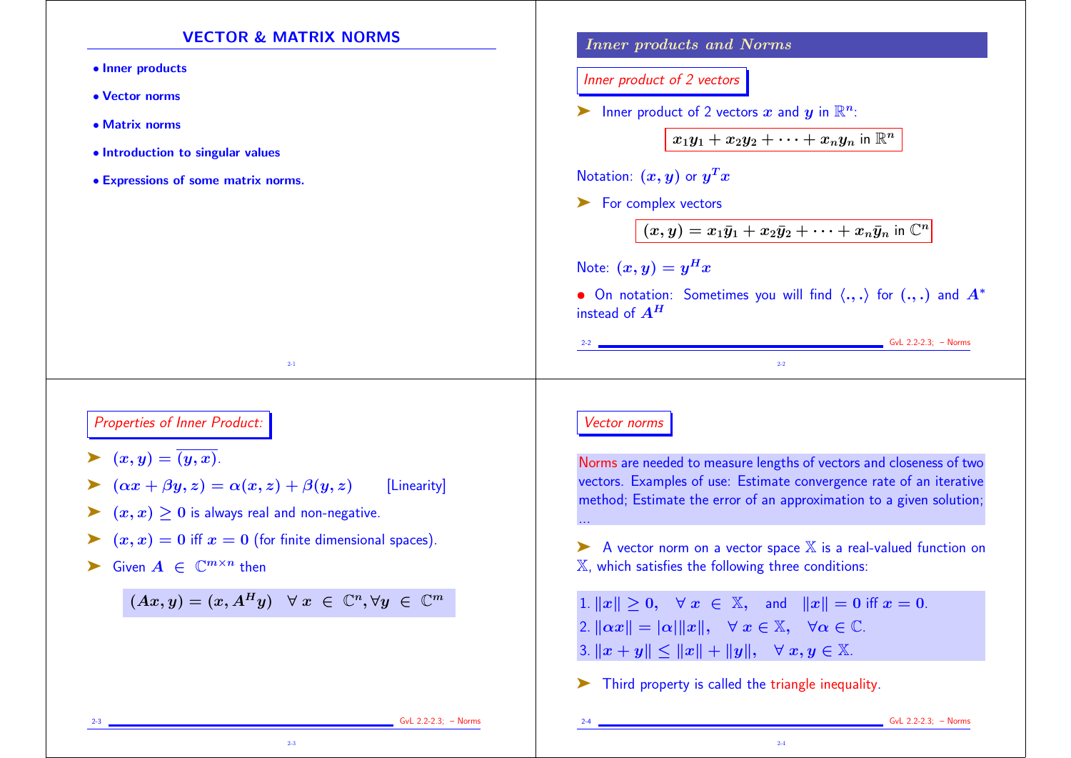## VECTOR & MATRIX NORMS

- **Inner products**
- **Vector norms**
- **Matrix norms**
- **Introduction to singular values**
- **Expressions of some matrix norms.**

## *Inner products and Norms*

### *Inner product of 2 vectors*

➤ Inner product of 2 vectors $x$ and $y$ in $\mathbb{R}^n$:

$$x_1 y_1 + x_2 y_2 + \cdots + x_n y_n \text{ in } \mathbb{R}^n$$

Notation: $(x, y)$ or $y^T x$

➤ For complex vectors

$$(x, y) = x_1 \bar{y}_1 + x_2 \bar{y}_2 + \cdots + x_n \bar{y}_n \text{ in } \mathbb{C}^n$$

Note: $(x, y) = y^H x$

• On notation: Sometimes you will find $\langle .,. \rangle$ for $(.,.)$ and $A^*$ instead of $A^H$

### *Properties of Inner Product:*

➤ $(x, y) = \overline{(y, x)}$.

➤ $(\alpha x + \beta y, z) = \alpha(x, z) + \beta(y, z)$ [Linearity]

➤ $(x, x) \geq 0$ is always real and non-negative.

➤ $(x, x) = 0$ iff $x = 0$ (for finite dimensional spaces).

➤ Given $A \in \mathbb{C}^{m \times n}$ then

$$(Ax, y) = (x, A^H y) \quad \forall\, x \in \mathbb{C}^n, \forall y \in \mathbb{C}^m$$

### *Vector norms*

Norms are needed to measure lengths of vectors and closeness of two vectors. Examples of use: Estimate convergence rate of an iterative method; Estimate the error of an approximation to a given solution; ...

➤ A vector norm on a vector space $\mathbb{X}$ is a real-valued function on $\mathbb{X}$, which satisfies the following three conditions:

1. $\|x\| \geq 0, \quad \forall\, x \in \mathbb{X}$, and $\|x\| = 0$ iff $x = 0$.
2. $\|\alpha x\| = |\alpha| \|x\|, \quad \forall\, x \in \mathbb{X}, \quad \forall \alpha \in \mathbb{C}$.
3. $\|x + y\| \leq \|x\| + \|y\|, \quad \forall\, x, y \in \mathbb{X}$.

➤ Third property is called the triangle inequality.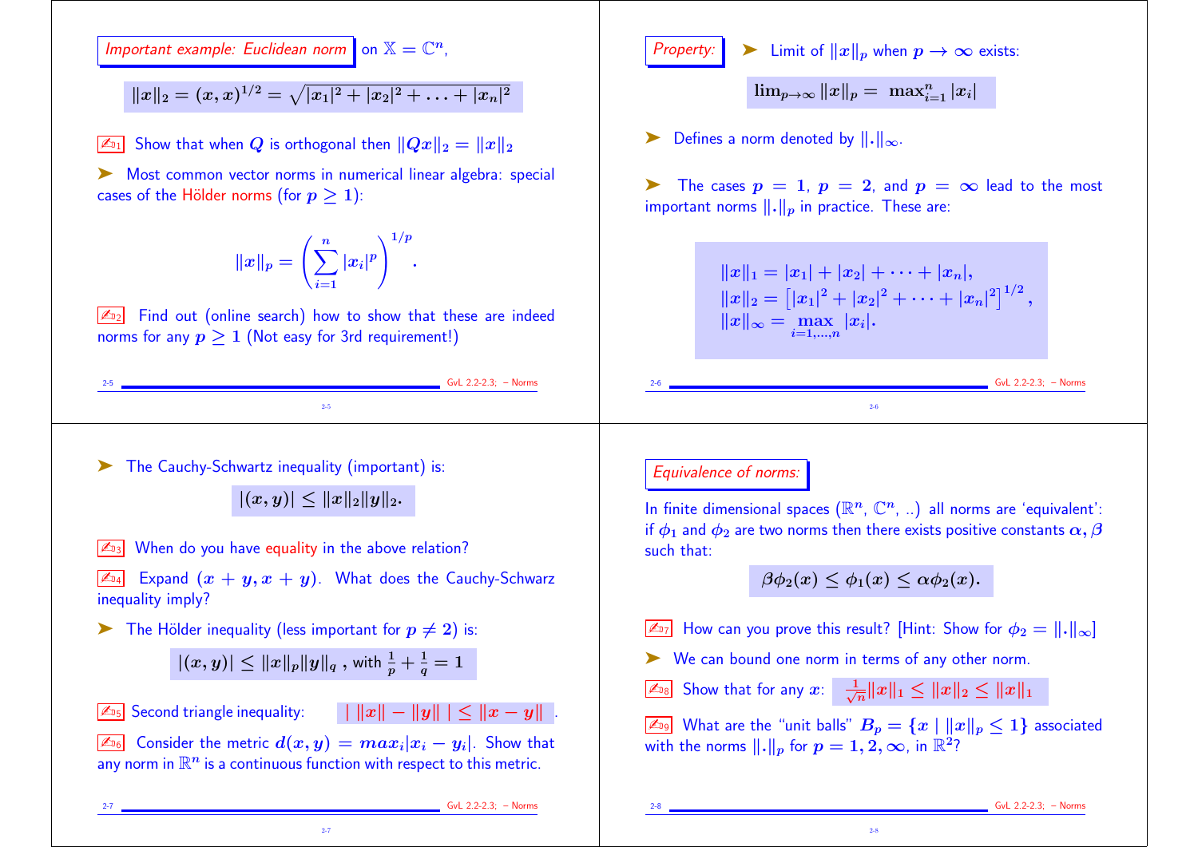*Important example: Euclidean norm* on $\mathbb{X} = \mathbb{C}^n$,

$$\|x\|_2 = (x, x)^{1/2} = \sqrt{|x_1|^2 + |x_2|^2 + \ldots + |x_n|^2}$$

✍D1 Show that when $Q$ is orthogonal then $\|Qx\|_2 = \|x\|_2$

➤ Most common vector norms in numerical linear algebra: special cases of the Hölder norms (for $p \geq 1$):

$$\|x\|_p = \left( \sum_{i=1}^{n} |x_i|^p \right)^{1/p}.$$

✍D2 Find out (online search) how to show that these are indeed norms for any $p \geq 1$ (Not easy for 3rd requirement!)

*Property:* ➤ Limit of $\|x\|_p$ when $p \to \infty$ exists:

$$\lim_{p\to\infty} \|x\|_p = \max_{i=1}^{n} |x_i|$$

➤ Defines a norm denoted by $\|.\|_\infty$.

➤ The cases $p = 1$, $p = 2$, and $p = \infty$ lead to the most important norms $\|.\|_p$ in practice. These are:

$$\|x\|_1 = |x_1| + |x_2| + \cdots + |x_n|,$$
$$\|x\|_2 = \left[|x_1|^2 + |x_2|^2 + \cdots + |x_n|^2\right]^{1/2},$$
$$\|x\|_\infty = \max_{i=1,\ldots,n} |x_i|.$$

➤ The Cauchy-Schwartz inequality (important) is:

$$|(x, y)| \leq \|x\|_2 \|y\|_2.$$

✍D3 When do you have equality in the above relation?

✍D4 Expand $(x + y, x + y)$. What does the Cauchy-Schwarz inequality imply?

➤ The Hölder inequality (less important for $p \neq 2$) is:

$$|(x, y)| \leq \|x\|_p \|y\|_q \text{ , with } \frac{1}{p} + \frac{1}{q} = 1$$

✍D5 Second triangle inequality: $| \, \|x\| - \|y\| \, | \leq \|x - y\|$.

✍D6 Consider the metric $d(x, y) = max_i |x_i - y_i|$. Show that any norm in $\mathbb{R}^n$ is a continuous function with respect to this metric.

*Equivalence of norms:*

In finite dimensional spaces ($\mathbb{R}^n$, $\mathbb{C}^n$, ..) all norms are 'equivalent': if $\phi_1$ and $\phi_2$ are two norms then there exists positive constants $\alpha, \beta$ such that:

$$\beta \phi_2(x) \leq \phi_1(x) \leq \alpha \phi_2(x).$$

✍D7 How can you prove this result? [Hint: Show for $\phi_2 = \|.\|_\infty$]

➤ We can bound one norm in terms of any other norm.

✍D8 Show that for any $x$: $\frac{1}{\sqrt{n}} \|x\|_1 \leq \|x\|_2 \leq \|x\|_1$

✍D9 What are the "unit balls" $B_p = \{x \mid \|x\|_p \leq 1\}$ associated with the norms $\|.\|_p$ for $p = 1, 2, \infty$, in $\mathbb{R}^2$?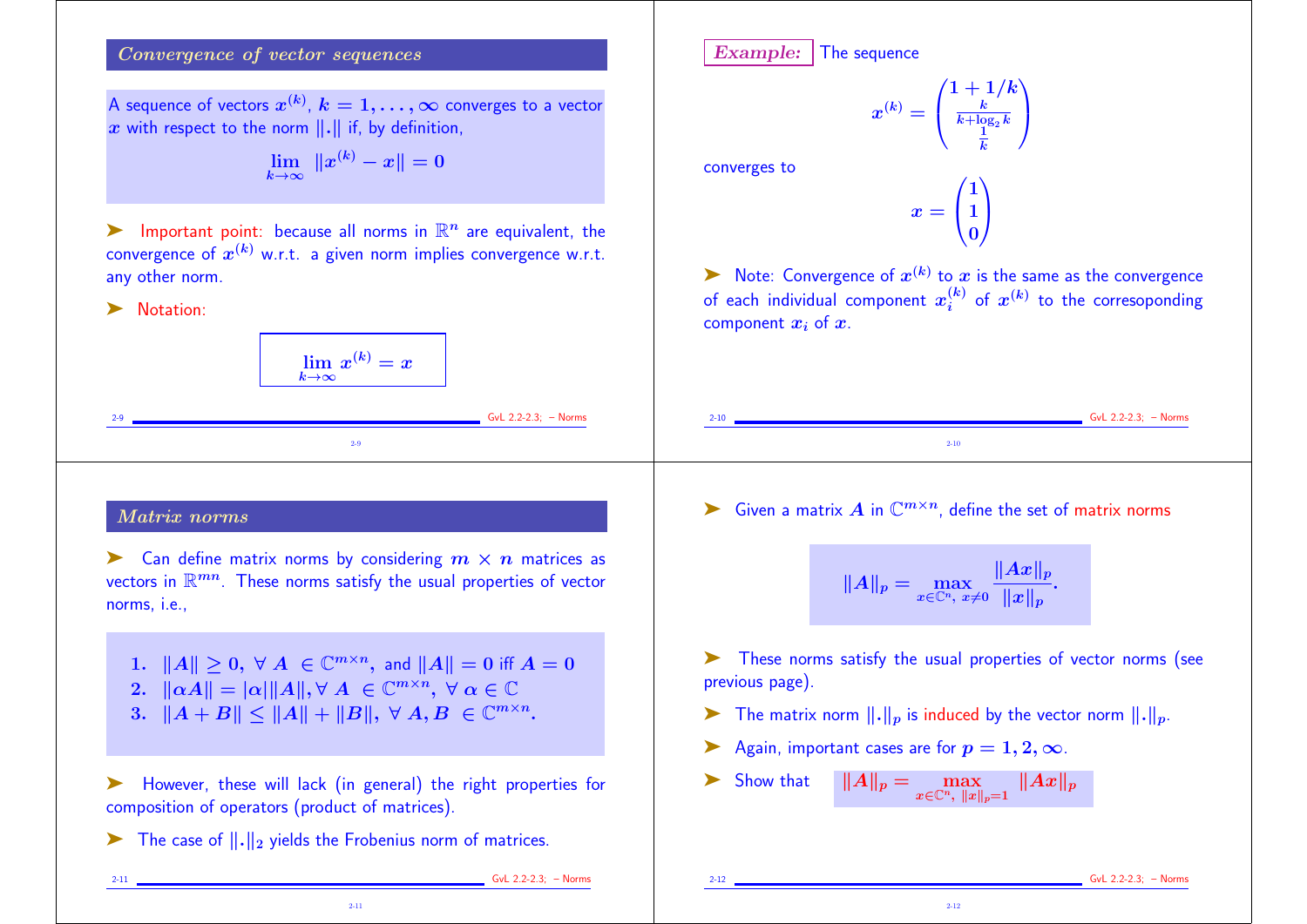## Convergence of vector sequences

A sequence of vectors $x^{(k)}$, $k = 1, \ldots, \infty$ converges to a vector $x$ with respect to the norm $\|.\|$ if, by definition,

$$\lim_{k\to\infty} \|x^{(k)} - x\| = 0$$

➤ Important point: because all norms in $\mathbb{R}^n$ are equivalent, the convergence of $x^{(k)}$ w.r.t. a given norm implies convergence w.r.t. any other norm.

➤ Notation:

$$\lim_{k\to\infty} x^{(k)} = x$$

**Example:** The sequence

$$x^{(k)} = \begin{pmatrix} 1 + 1/k \\ \frac{k}{k+\log_2 k} \\ \frac{1}{k} \end{pmatrix}$$

converges to

$$x = \begin{pmatrix} 1 \\ 1 \\ 0 \end{pmatrix}$$

➤ Note: Convergence of $x^{(k)}$ to $x$ is the same as the convergence of each individual component $x_i^{(k)}$ of $x^{(k)}$ to the corresesponding component $x_i$ of $x$.

## Matrix norms

➤ Can define matrix norms by considering $m \times n$ matrices as vectors in $\mathbb{R}^{mn}$. These norms satisfy the usual properties of vector norms, i.e.,

1. $\|A\| \geq 0, \ \forall \ A \ \in \mathbb{C}^{m\times n}$, and $\|A\| = 0$ iff $A = 0$
2. $\|\alpha A\| = |\alpha| \|A\|, \forall \ A \ \in \mathbb{C}^{m\times n}, \ \forall \ \alpha \in \mathbb{C}$
3. $\|A + B\| \leq \|A\| + \|B\|, \ \forall \ A, B \ \in \mathbb{C}^{m\times n}.$

➤ However, these will lack (in general) the right properties for composition of operators (product of matrices).

➤ The case of $\|.\|_2$ yields the Frobenius norm of matrices.

➤ Given a matrix $A$ in $\mathbb{C}^{m\times n}$, define the set of matrix norms

$$\|A\|_p = \max_{x\in\mathbb{C}^n, \ x\neq 0} \frac{\|Ax\|_p}{\|x\|_p}.$$

➤ These norms satisfy the usual properties of vector norms (see previous page).

➤ The matrix norm $\|.\|_p$ is induced by the vector norm $\|.\|_p$.

➤ Again, important cases are for $p = 1, 2, \infty$.

➤ Show that $\|A\|_p = \max_{x\in\mathbb{C}^n, \ \|x\|_p=1} \|Ax\|_p$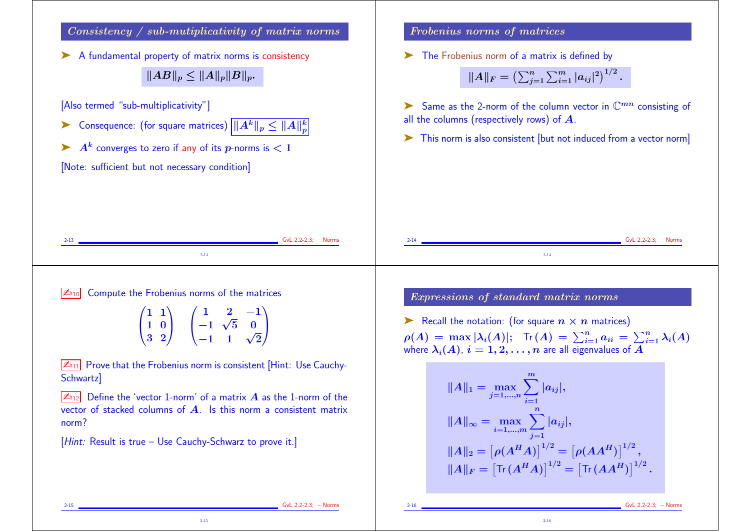## Consistency / sub-mutiplicativity of matrix norms

➤ A fundamental property of matrix norms is consistency

$$\|AB\|_p \le \|A\|_p \|B\|_p.$$

[Also termed "sub-multiplicativity"]

➤ Consequence: (for square matrices) $\|A^k\|_p \le \|A\|_p^k$

➤ $A^k$ converges to zero if any of its $p$-norms is $< 1$

[Note: sufficient but not necessary condition]

## Frobenius norms of matrices

➤ The Frobenius norm of a matrix is defined by

$$\|A\|_F = \left(\sum_{j=1}^{n} \sum_{i=1}^{m} |a_{ij}|^2\right)^{1/2}.$$

➤ Same as the 2-norm of the column vector in $\mathbb{C}^{mn}$ consisting of all the columns (respectively rows) of $A$.

➤ This norm is also consistent [but not induced from a vector norm]

✍10 Compute the Frobenius norms of the matrices

$$\begin{pmatrix} 1 & 1 \\ 1 & 0 \\ 3 & 2 \end{pmatrix} \quad \begin{pmatrix} 1 & 2 & -1 \\ -1 & \sqrt{5} & 0 \\ -1 & 1 & \sqrt{2} \end{pmatrix}$$

✍11 Prove that the Frobenius norm is consistent [Hint: Use Cauchy-Schwartz]

✍12 Define the 'vector 1-norm' of a matrix $A$ as the 1-norm of the vector of stacked columns of $A$. Is this norm a consistent matrix norm?

[*Hint:* Result is true – Use Cauchy-Schwarz to prove it.]

## Expressions of standard matrix norms

➤ Recall the notation: (for square $n \times n$ matrices)
$\rho(A) = \max |\lambda_i(A)|$; $\mathrm{Tr}\,(A) = \sum_{i=1}^{n} a_{ii} = \sum_{i=1}^{n} \lambda_i(A)$
where $\lambda_i(A)$, $i = 1, 2, \ldots, n$ are all eigenvalues of $A$

$$\|A\|_1 = \max_{j=1,\ldots,n} \sum_{i=1}^{m} |a_{ij}|,$$

$$\|A\|_\infty = \max_{i=1,\ldots,m} \sum_{j=1}^{n} |a_{ij}|,$$

$$\|A\|_2 = \left[\rho(A^H A)\right]^{1/2} = \left[\rho(AA^H)\right]^{1/2},$$

$$\|A\|_F = \left[\mathrm{Tr}\,(A^H A)\right]^{1/2} = \left[\mathrm{Tr}\,(AA^H)\right]^{1/2}.$$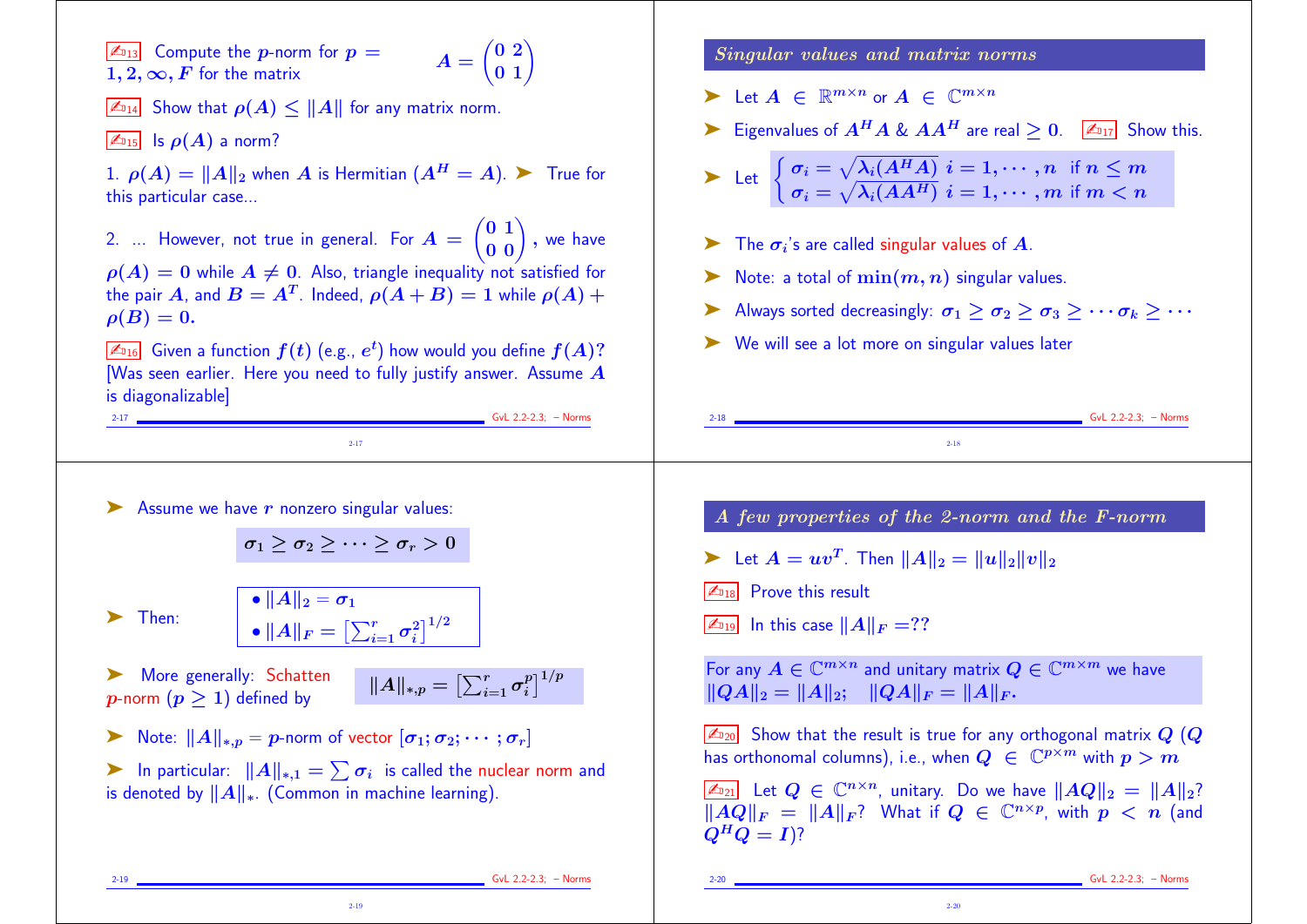✍13 Compute the $p$-norm for $p = 1, 2, \infty, F$ for the matrix $A = \begin{pmatrix} 0 & 2 \\ 0 & 1 \end{pmatrix}$

✍14 Show that $\rho(A) \le \|A\|$ for any matrix norm.

✍15 Is $\rho(A)$ a norm?

1. $\rho(A) = \|A\|_2$ when $A$ is Hermitian ($A^H = A$). ➤ True for this particular case...

2. ... However, not true in general. For $A = \begin{pmatrix} 0 & 1 \\ 0 & 0 \end{pmatrix}$, we have $\rho(A) = 0$ while $A \neq 0$. Also, triangle inequality not satisfied for the pair $A$, and $B = A^T$. Indeed, $\rho(A + B) = 1$ while $\rho(A) + \rho(B) = 0$.

✍16 Given a function $f(t)$ (e.g., $e^t$) how would you define $f(A)$? [Was seen earlier. Here you need to fully justify answer. Assume $A$ is diagonalizable]

## *Singular values and matrix norms*

- ➤ Let $A \in \mathbb{R}^{m \times n}$ or $A \in \mathbb{C}^{m \times n}$
- ➤ Eigenvalues of $A^H A$ & $AA^H$ are real $\geq 0$. ✍17 Show this.
- ➤ Let $\begin{cases} \sigma_i = \sqrt{\lambda_i(A^H A)} \;\; i = 1, \cdots, n & \text{if } n \le m \\ \sigma_i = \sqrt{\lambda_i(AA^H)} \;\; i = 1, \cdots, m & \text{if } m < n \end{cases}$
- ➤ The $\sigma_i$'s are called singular values of $A$.
- ➤ Note: a total of $\min(m, n)$ singular values.
- ➤ Always sorted decreasingly: $\sigma_1 \geq \sigma_2 \geq \sigma_3 \geq \cdots \sigma_k \geq \cdots$
- ➤ We will see a lot more on singular values later

---

➤ Assume we have $r$ nonzero singular values:

$$\sigma_1 \geq \sigma_2 \geq \cdots \geq \sigma_r > 0$$

➤ Then:
- $\|A\|_2 = \sigma_1$
- $\|A\|_F = \left[\sum_{i=1}^{r} \sigma_i^2\right]^{1/2}$

➤ More generally: Schatten $p$-norm ($p \geq 1$) defined by

$$\|A\|_{*,p} = \left[\sum_{i=1}^{r} \sigma_i^p\right]^{1/p}$$

➤ Note: $\|A\|_{*,p} = p$-norm of vector $[\sigma_1; \sigma_2; \cdots ; \sigma_r]$

➤ In particular: $\|A\|_{*,1} = \sum \sigma_i$ is called the nuclear norm and is denoted by $\|A\|_*$. (Common in machine learning).

## *A few properties of the 2-norm and the F-norm*

➤ Let $A = uv^T$. Then $\|A\|_2 = \|u\|_2 \|v\|_2$

✍18 Prove this result

✍19 In this case $\|A\|_F =$??

For any $A \in \mathbb{C}^{m \times n}$ and unitary matrix $Q \in \mathbb{C}^{m \times m}$ we have $\|QA\|_2 = \|A\|_2; \quad \|QA\|_F = \|A\|_F$.

✍20 Show that the result is true for any orthogonal matrix $Q$ ($Q$ has orthonomal columns), i.e., when $Q \in \mathbb{C}^{p \times m}$ with $p > m$

✍21 Let $Q \in \mathbb{C}^{n \times n}$, unitary. Do we have $\|AQ\|_2 = \|A\|_2$? $\|AQ\|_F = \|A\|_F$? What if $Q \in \mathbb{C}^{n \times p}$, with $p < n$ (and $Q^H Q = I$)?